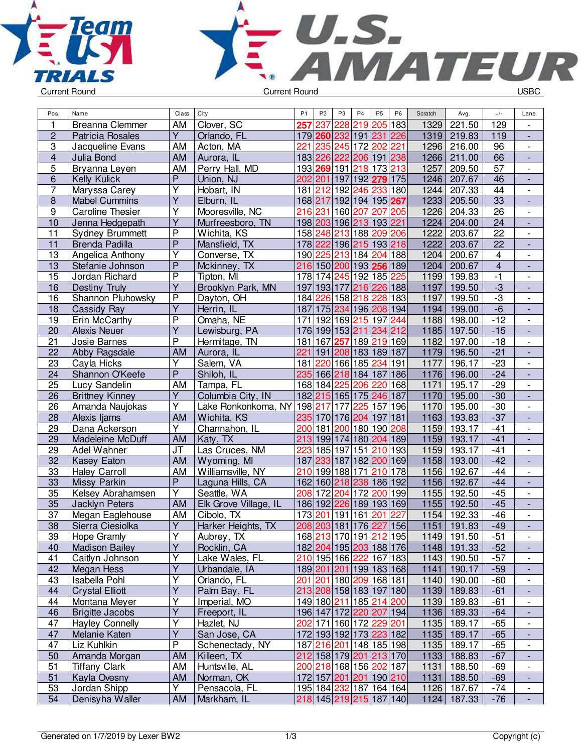Current Round

Current Round

USBC

| Pos. | Name | Class | City | P1 | P2 | P3 | P4 | P5 | P6 | Scratch | Avg. | +/- | Lane |
|---|---|---|---|---|---|---|---|---|---|---|---|---|---|
| 1 | Breanna Clemmer | AM | Clover, SC | 257 | 237 | 228 | 219 | 205 | 183 | 1329 | 221.50 | 129 | - |
| 2 | Patricia Rosales | Y | Orlando, FL | 179 | 260 | 232 | 191 | 231 | 226 | 1319 | 219.83 | 119 | - |
| 3 | Jacqueline Evans | AM | Acton, MA | 221 | 235 | 245 | 172 | 202 | 221 | 1296 | 216.00 | 96 | - |
| 4 | Julia Bond | AM | Aurora, IL | 183 | 226 | 222 | 206 | 191 | 238 | 1266 | 211.00 | 66 | - |
| 5 | Bryanna Leyen | AM | Perry Hall, MD | 193 | 269 | 191 | 218 | 173 | 213 | 1257 | 209.50 | 57 | - |
| 6 | Kelly Kulick | P | Union, NJ | 202 | 201 | 197 | 192 | 279 | 175 | 1246 | 207.67 | 46 | - |
| 7 | Maryssa Carey | Y | Hobart, IN | 181 | 212 | 192 | 246 | 233 | 180 | 1244 | 207.33 | 44 | - |
| 8 | Mabel Cummins | Y | Elburn, IL | 168 | 217 | 192 | 194 | 195 | 267 | 1233 | 205.50 | 33 | - |
| 9 | Caroline Thesier | Y | Mooresville, NC | 216 | 231 | 160 | 207 | 207 | 205 | 1226 | 204.33 | 26 | - |
| 10 | Jenna Hedgepath | Y | Murfreesboro, TN | 198 | 203 | 196 | 213 | 193 | 221 | 1224 | 204.00 | 24 | - |
| 11 | Sydney Brummett | P | Wichita, KS | 158 | 248 | 213 | 188 | 209 | 206 | 1222 | 203.67 | 22 | - |
| 11 | Brenda Padilla | P | Mansfield, TX | 178 | 222 | 196 | 215 | 193 | 218 | 1222 | 203.67 | 22 | - |
| 13 | Angelica Anthony | Y | Converse, TX | 190 | 225 | 213 | 184 | 204 | 188 | 1204 | 200.67 | 4 | - |
| 13 | Stefanie Johnson | P | Mckinney, TX | 216 | 150 | 200 | 193 | 256 | 189 | 1204 | 200.67 | 4 | - |
| 15 | Jordan Richard | P | Tipton, MI | 178 | 174 | 245 | 192 | 185 | 225 | 1199 | 199.83 | -1 | - |
| 16 | Destiny Truly | Y | Brooklyn Park, MN | 197 | 193 | 177 | 216 | 226 | 188 | 1197 | 199.50 | -3 | - |
| 16 | Shannon Pluhowsky | P | Dayton, OH | 184 | 226 | 158 | 218 | 228 | 183 | 1197 | 199.50 | -3 | - |
| 18 | Cassidy Ray | Y | Herrin, IL | 187 | 175 | 234 | 196 | 208 | 194 | 1194 | 199.00 | -6 | - |
| 19 | Erin McCarthy | P | Omaha, NE | 171 | 192 | 169 | 215 | 197 | 244 | 1188 | 198.00 | -12 | - |
| 20 | Alexis Neuer | Y | Lewisburg, PA | 176 | 199 | 153 | 211 | 234 | 212 | 1185 | 197.50 | -15 | - |
| 21 | Josie Barnes | P | Hermitage, TN | 181 | 167 | 257 | 189 | 219 | 169 | 1182 | 197.00 | -18 | - |
| 22 | Abby Ragsdale | AM | Aurora, IL | 221 | 191 | 208 | 183 | 189 | 187 | 1179 | 196.50 | -21 | - |
| 23 | Cayla Hicks | Y | Salem, VA | 181 | 220 | 166 | 185 | 234 | 191 | 1177 | 196.17 | -23 | - |
| 24 | Shannon O'Keefe | P | Shiloh, IL | 235 | 166 | 218 | 184 | 187 | 186 | 1176 | 196.00 | -24 | - |
| 25 | Lucy Sandelin | AM | Tampa, FL | 168 | 184 | 225 | 206 | 220 | 168 | 1171 | 195.17 | -29 | - |
| 26 | Brittney Kinney | Y | Columbia City, IN | 182 | 215 | 165 | 175 | 246 | 187 | 1170 | 195.00 | -30 | - |
| 26 | Amanda Naujokas | Y | Lake Ronkonkoma, NY | 198 | 217 | 177 | 225 | 157 | 196 | 1170 | 195.00 | -30 | - |
| 28 | Alexis Ijams | AM | Wichita, KS | 235 | 170 | 176 | 204 | 197 | 181 | 1163 | 193.83 | -37 | - |
| 29 | Dana Ackerson | Y | Channahon, IL | 200 | 181 | 200 | 180 | 190 | 208 | 1159 | 193.17 | -41 | - |
| 29 | Madeleine McDuff | AM | Katy, TX | 213 | 199 | 174 | 180 | 204 | 189 | 1159 | 193.17 | -41 | - |
| 29 | Adel Wahner | JT | Las Cruces, NM | 223 | 185 | 197 | 151 | 210 | 193 | 1159 | 193.17 | -41 | - |
| 32 | Kasey Eaton | AM | Wyoming, MI | 187 | 233 | 187 | 182 | 200 | 169 | 1158 | 193.00 | -42 | - |
| 33 | Haley Carroll | AM | Williamsville, NY | 210 | 199 | 188 | 171 | 210 | 178 | 1156 | 192.67 | -44 | - |
| 33 | Missy Parkin | P | Laguna Hills, CA | 162 | 160 | 218 | 238 | 186 | 192 | 1156 | 192.67 | -44 | - |
| 35 | Kelsey Abrahamsen | Y | Seattle, WA | 208 | 172 | 204 | 172 | 200 | 199 | 1155 | 192.50 | -45 | - |
| 35 | Jacklyn Peters | AM | Elk Grove Village, IL | 186 | 192 | 226 | 189 | 193 | 169 | 1155 | 192.50 | -45 | - |
| 37 | Megan Eaglehouse | AM | Cibolo, TX | 173 | 201 | 191 | 161 | 201 | 227 | 1154 | 192.33 | -46 | - |
| 38 | Sierra Ciesiolka | Y | Harker Heights, TX | 208 | 203 | 181 | 176 | 227 | 156 | 1151 | 191.83 | -49 | - |
| 39 | Hope Gramly | Y | Aubrey, TX | 168 | 213 | 170 | 191 | 212 | 195 | 1149 | 191.50 | -51 | - |
| 40 | Madison Bailey | Y | Rocklin, CA | 182 | 204 | 195 | 203 | 188 | 176 | 1148 | 191.33 | -52 | - |
| 41 | Caitlyn Johnson | Y | Lake Wales, FL | 210 | 195 | 166 | 222 | 167 | 183 | 1143 | 190.50 | -57 | - |
| 42 | Megan Hess | Y | Urbandale, IA | 189 | 201 | 201 | 199 | 183 | 168 | 1141 | 190.17 | -59 | - |
| 43 | Isabella Pohl | Y | Orlando, FL | 201 | 201 | 180 | 209 | 168 | 181 | 1140 | 190.00 | -60 | - |
| 44 | Crystal Elliott | Y | Palm Bay, FL | 213 | 208 | 158 | 183 | 197 | 180 | 1139 | 189.83 | -61 | - |
| 44 | Montana Meyer | Y | Imperial, MO | 149 | 180 | 211 | 185 | 214 | 200 | 1139 | 189.83 | -61 | - |
| 46 | Brigitte Jacobs | Y | Freeport, IL | 196 | 147 | 172 | 220 | 207 | 194 | 1136 | 189.33 | -64 | - |
| 47 | Hayley Connelly | Y | Hazlet, NJ | 202 | 171 | 160 | 172 | 229 | 201 | 1135 | 189.17 | -65 | - |
| 47 | Melanie Katen | Y | San Jose, CA | 172 | 193 | 192 | 173 | 223 | 182 | 1135 | 189.17 | -65 | - |
| 47 | Liz Kuhlkin | P | Schenectady, NY | 187 | 216 | 201 | 148 | 185 | 198 | 1135 | 189.17 | -65 | - |
| 50 | Amanda Morgan | AM | Killeen, TX | 212 | 158 | 179 | 201 | 213 | 170 | 1133 | 188.83 | -67 | - |
| 51 | Tiffany Clark | AM | Huntsville, AL | 200 | 218 | 168 | 156 | 202 | 187 | 1131 | 188.50 | -69 | - |
| 51 | Kayla Ovesny | AM | Norman, OK | 172 | 157 | 201 | 201 | 190 | 210 | 1131 | 188.50 | -69 | - |
| 53 | Jordan Shipp | Y | Pensacola, FL | 195 | 184 | 232 | 187 | 164 | 164 | 1126 | 187.67 | -74 | - |
| 54 | Denisyha Waller | AM | Markham, IL | 218 | 145 | 219 | 215 | 187 | 140 | 1124 | 187.33 | -76 | - |

Generated on 1/7/2019 by Lexer BW2

Copyright (c)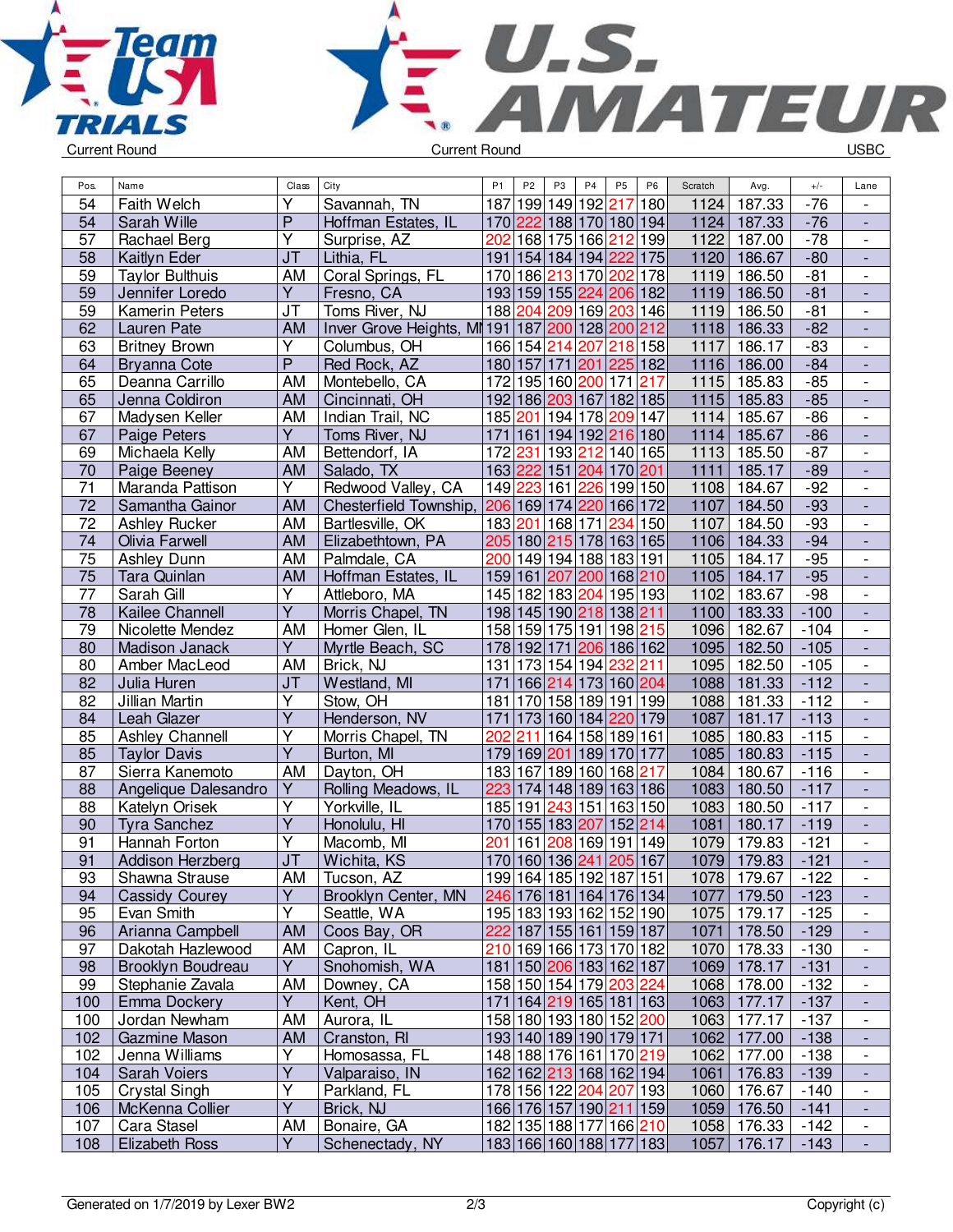Current Round | Current Round | USBC

| Pos. | Name | Class | City | P1 | P2 | P3 | P4 | P5 | P6 | Scratch | Avg. | +/- | Lane |
|---|---|---|---|---|---|---|---|---|---|---|---|---|---|
| 54 | Faith Welch | Y | Savannah, TN | 187 | 199 | 149 | 192 | 217 | 180 | 1124 | 187.33 | -76 | - |
| 54 | Sarah Wille | P | Hoffman Estates, IL | 170 | 222 | 188 | 170 | 180 | 194 | 1124 | 187.33 | -76 | - |
| 57 | Rachael Berg | Y | Surprise, AZ | 202 | 168 | 175 | 166 | 212 | 199 | 1122 | 187.00 | -78 | - |
| 58 | Kaitlyn Eder | JT | Lithia, FL | 191 | 154 | 184 | 194 | 222 | 175 | 1120 | 186.67 | -80 | - |
| 59 | Taylor Bulthuis | AM | Coral Springs, FL | 170 | 186 | 213 | 170 | 202 | 178 | 1119 | 186.50 | -81 | - |
| 59 | Jennifer Loredo | Y | Fresno, CA | 193 | 159 | 155 | 224 | 206 | 182 | 1119 | 186.50 | -81 | - |
| 59 | Kamerin Peters | JT | Toms River, NJ | 188 | 204 | 209 | 169 | 203 | 146 | 1119 | 186.50 | -81 | - |
| 62 | Lauren Pate | AM | Inver Grove Heights, MN | 191 | 187 | 200 | 128 | 200 | 212 | 1118 | 186.33 | -82 | - |
| 63 | Britney Brown | Y | Columbus, OH | 166 | 154 | 214 | 207 | 218 | 158 | 1117 | 186.17 | -83 | - |
| 64 | Bryanna Cote | P | Red Rock, AZ | 180 | 157 | 171 | 201 | 225 | 182 | 1116 | 186.00 | -84 | - |
| 65 | Deanna Carrillo | AM | Montebello, CA | 172 | 195 | 160 | 200 | 171 | 217 | 1115 | 185.83 | -85 | - |
| 65 | Jenna Coldiron | AM | Cincinnati, OH | 192 | 186 | 203 | 167 | 182 | 185 | 1115 | 185.83 | -85 | - |
| 67 | Madysen Keller | AM | Indian Trail, NC | 185 | 201 | 194 | 178 | 209 | 147 | 1114 | 185.67 | -86 | - |
| 67 | Paige Peters | Y | Toms River, NJ | 171 | 161 | 194 | 192 | 216 | 180 | 1114 | 185.67 | -86 | - |
| 69 | Michaela Kelly | AM | Bettendorf, IA | 172 | 231 | 193 | 212 | 140 | 165 | 1113 | 185.50 | -87 | - |
| 70 | Paige Beeney | AM | Salado, TX | 163 | 222 | 151 | 204 | 170 | 201 | 1111 | 185.17 | -89 | - |
| 71 | Maranda Pattison | Y | Redwood Valley, CA | 149 | 223 | 161 | 226 | 199 | 150 | 1108 | 184.67 | -92 | - |
| 72 | Samantha Gainor | AM | Chesterfield Township, | 206 | 169 | 174 | 220 | 166 | 172 | 1107 | 184.50 | -93 | - |
| 72 | Ashley Rucker | AM | Bartlesville, OK | 183 | 201 | 168 | 171 | 234 | 150 | 1107 | 184.50 | -93 | - |
| 74 | Olivia Farwell | AM | Elizabethtown, PA | 205 | 180 | 215 | 178 | 163 | 165 | 1106 | 184.33 | -94 | - |
| 75 | Ashley Dunn | AM | Palmdale, CA | 200 | 149 | 194 | 188 | 183 | 191 | 1105 | 184.17 | -95 | - |
| 75 | Tara Quinlan | AM | Hoffman Estates, IL | 159 | 161 | 207 | 200 | 168 | 210 | 1105 | 184.17 | -95 | - |
| 77 | Sarah Gill | Y | Attleboro, MA | 145 | 182 | 183 | 204 | 195 | 193 | 1102 | 183.67 | -98 | - |
| 78 | Kailee Channell | Y | Morris Chapel, TN | 198 | 145 | 190 | 218 | 138 | 211 | 1100 | 183.33 | -100 | - |
| 79 | Nicolette Mendez | AM | Homer Glen, IL | 158 | 159 | 175 | 191 | 198 | 215 | 1096 | 182.67 | -104 | - |
| 80 | Madison Janack | Y | Myrtle Beach, SC | 178 | 192 | 171 | 206 | 186 | 162 | 1095 | 182.50 | -105 | - |
| 80 | Amber MacLeod | AM | Brick, NJ | 131 | 173 | 154 | 194 | 232 | 211 | 1095 | 182.50 | -105 | - |
| 82 | Julia Huren | JT | Westland, MI | 171 | 166 | 214 | 173 | 160 | 204 | 1088 | 181.33 | -112 | - |
| 82 | Jillian Martin | Y | Stow, OH | 181 | 170 | 158 | 189 | 191 | 199 | 1088 | 181.33 | -112 | - |
| 84 | Leah Glazer | Y | Henderson, NV | 171 | 173 | 160 | 184 | 220 | 179 | 1087 | 181.17 | -113 | - |
| 85 | Ashley Channell | Y | Morris Chapel, TN | 202 | 211 | 164 | 158 | 189 | 161 | 1085 | 180.83 | -115 | - |
| 85 | Taylor Davis | Y | Burton, MI | 179 | 169 | 201 | 189 | 170 | 177 | 1085 | 180.83 | -115 | - |
| 87 | Sierra Kanemoto | AM | Dayton, OH | 183 | 167 | 189 | 160 | 168 | 217 | 1084 | 180.67 | -116 | - |
| 88 | Angelique Dalesandro | Y | Rolling Meadows, IL | 223 | 174 | 148 | 189 | 163 | 186 | 1083 | 180.50 | -117 | - |
| 88 | Katelyn Orisek | Y | Yorkville, IL | 185 | 191 | 243 | 151 | 163 | 150 | 1083 | 180.50 | -117 | - |
| 90 | Tyra Sanchez | Y | Honolulu, HI | 170 | 155 | 183 | 207 | 152 | 214 | 1081 | 180.17 | -119 | - |
| 91 | Hannah Forton | Y | Macomb, MI | 201 | 161 | 208 | 169 | 191 | 149 | 1079 | 179.83 | -121 | - |
| 91 | Addison Herzberg | JT | Wichita, KS | 170 | 160 | 136 | 241 | 205 | 167 | 1079 | 179.83 | -121 | - |
| 93 | Shawna Strause | AM | Tucson, AZ | 199 | 164 | 185 | 192 | 187 | 151 | 1078 | 179.67 | -122 | - |
| 94 | Cassidy Courey | Y | Brooklyn Center, MN | 246 | 176 | 181 | 164 | 176 | 134 | 1077 | 179.50 | -123 | - |
| 95 | Evan Smith | Y | Seattle, WA | 195 | 183 | 193 | 162 | 152 | 190 | 1075 | 179.17 | -125 | - |
| 96 | Arianna Campbell | AM | Coos Bay, OR | 222 | 187 | 155 | 161 | 159 | 187 | 1071 | 178.50 | -129 | - |
| 97 | Dakotah Hazlewood | AM | Capron, IL | 210 | 169 | 166 | 173 | 170 | 182 | 1070 | 178.33 | -130 | - |
| 98 | Brooklyn Boudreau | Y | Snohomish, WA | 181 | 150 | 206 | 183 | 162 | 187 | 1069 | 178.17 | -131 | - |
| 99 | Stephanie Zavala | AM | Downey, CA | 158 | 150 | 154 | 179 | 203 | 224 | 1068 | 178.00 | -132 | - |
| 100 | Emma Dockery | Y | Kent, OH | 171 | 164 | 219 | 165 | 181 | 163 | 1063 | 177.17 | -137 | - |
| 100 | Jordan Newham | AM | Aurora, IL | 158 | 180 | 193 | 180 | 152 | 200 | 1063 | 177.17 | -137 | - |
| 102 | Gazmine Mason | AM | Cranston, RI | 193 | 140 | 189 | 190 | 179 | 171 | 1062 | 177.00 | -138 | - |
| 102 | Jenna Williams | Y | Homosassa, FL | 148 | 188 | 176 | 161 | 170 | 219 | 1062 | 177.00 | -138 | - |
| 104 | Sarah Voiers | Y | Valparaiso, IN | 162 | 162 | 213 | 168 | 162 | 194 | 1061 | 176.83 | -139 | - |
| 105 | Crystal Singh | Y | Parkland, FL | 178 | 156 | 122 | 204 | 207 | 193 | 1060 | 176.67 | -140 | - |
| 106 | McKenna Collier | Y | Brick, NJ | 166 | 176 | 157 | 190 | 211 | 159 | 1059 | 176.50 | -141 | - |
| 107 | Cara Stasel | AM | Bonaire, GA | 182 | 135 | 188 | 177 | 166 | 210 | 1058 | 176.33 | -142 | - |
| 108 | Elizabeth Ross | Y | Schenectady, NY | 183 | 166 | 160 | 188 | 177 | 183 | 1057 | 176.17 | -143 | - |

Generated on 1/7/2019 by Lexer BW2 | Copyright (c)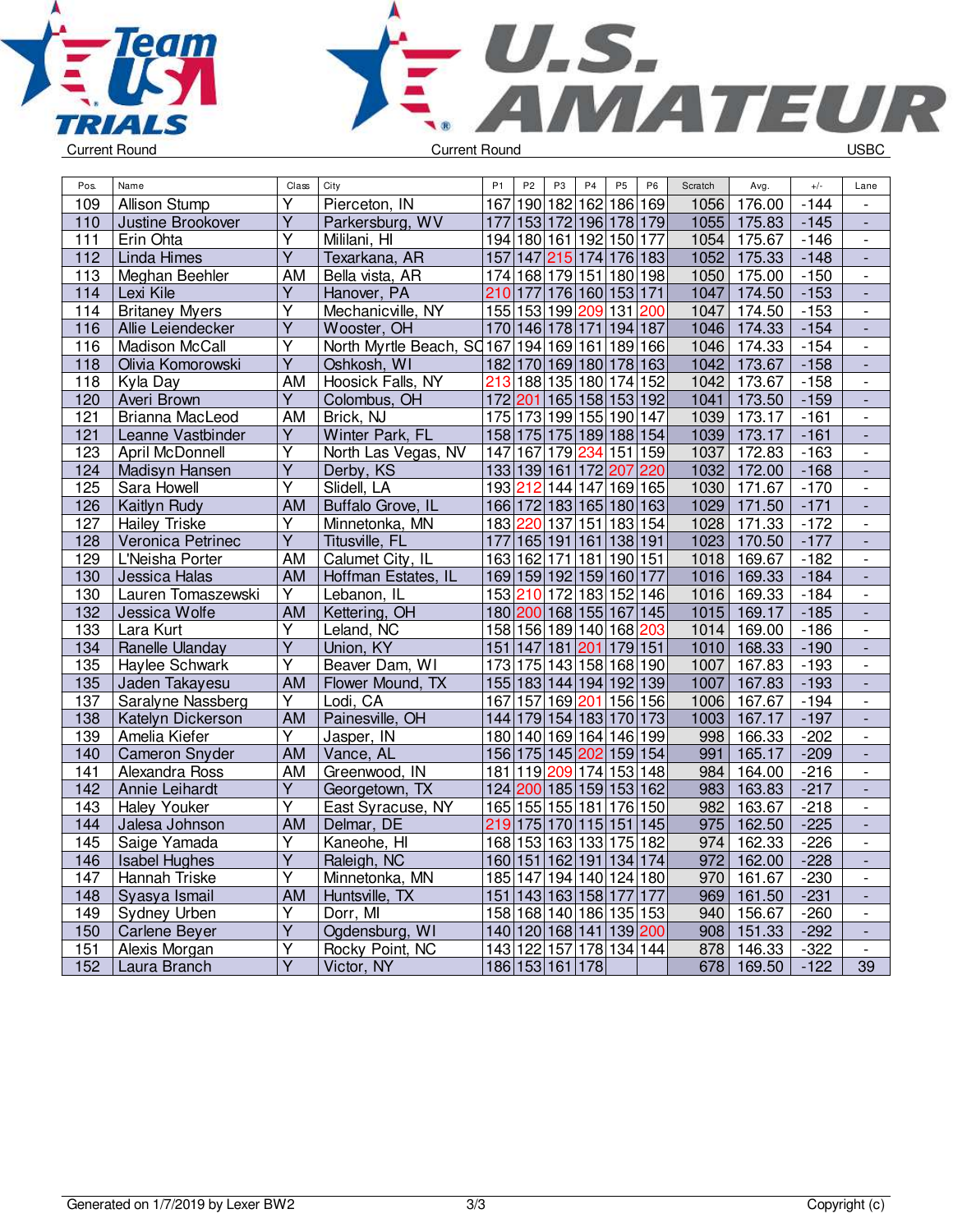Current Round | Current Round | USBC

| Pos. | Name | Class | City | P1 | P2 | P3 | P4 | P5 | P6 | Scratch | Avg. | +/- | Lane |
|---|---|---|---|---|---|---|---|---|---|---|---|---|---|
| 109 | Allison Stump | Y | Pierceton, IN | 167 | 190 | 182 | 162 | 186 | 169 | 1056 | 176.00 | -144 | - |
| 110 | Justine Brookover | Y | Parkersburg, WV | 177 | 153 | 172 | 196 | 178 | 179 | 1055 | 175.83 | -145 | - |
| 111 | Erin Ohta | Y | Mililani, HI | 194 | 180 | 161 | 192 | 150 | 177 | 1054 | 175.67 | -146 | - |
| 112 | Linda Himes | Y | Texarkana, AR | 157 | 147 | 215 | 174 | 176 | 183 | 1052 | 175.33 | -148 | - |
| 113 | Meghan Beehler | AM | Bella vista, AR | 174 | 168 | 179 | 151 | 180 | 198 | 1050 | 175.00 | -150 | - |
| 114 | Lexi Kile | Y | Hanover, PA | 210 | 177 | 176 | 160 | 153 | 171 | 1047 | 174.50 | -153 | - |
| 114 | Britaney Myers | Y | Mechanicville, NY | 155 | 153 | 199 | 209 | 131 | 200 | 1047 | 174.50 | -153 | - |
| 116 | Allie Leiendecker | Y | Wooster, OH | 170 | 146 | 178 | 171 | 194 | 187 | 1046 | 174.33 | -154 | - |
| 116 | Madison McCall | Y | North Myrtle Beach, SC | 167 | 194 | 169 | 161 | 189 | 166 | 1046 | 174.33 | -154 | - |
| 118 | Olivia Komorowski | Y | Oshkosh, WI | 182 | 170 | 169 | 180 | 178 | 163 | 1042 | 173.67 | -158 | - |
| 118 | Kyla Day | AM | Hoosick Falls, NY | 213 | 188 | 135 | 180 | 174 | 152 | 1042 | 173.67 | -158 | - |
| 120 | Averi Brown | Y | Colombus, OH | 172 | 201 | 165 | 158 | 153 | 192 | 1041 | 173.50 | -159 | - |
| 121 | Brianna MacLeod | AM | Brick, NJ | 175 | 173 | 199 | 155 | 190 | 147 | 1039 | 173.17 | -161 | - |
| 121 | Leanne Vastbinder | Y | Winter Park, FL | 158 | 175 | 175 | 189 | 188 | 154 | 1039 | 173.17 | -161 | - |
| 123 | April McDonnell | Y | North Las Vegas, NV | 147 | 167 | 179 | 234 | 151 | 159 | 1037 | 172.83 | -163 | - |
| 124 | Madisyn Hansen | Y | Derby, KS | 133 | 139 | 161 | 172 | 207 | 220 | 1032 | 172.00 | -168 | - |
| 125 | Sara Howell | Y | Slidell, LA | 193 | 212 | 144 | 147 | 169 | 165 | 1030 | 171.67 | -170 | - |
| 126 | Kaitlyn Rudy | AM | Buffalo Grove, IL | 166 | 172 | 183 | 165 | 180 | 163 | 1029 | 171.50 | -171 | - |
| 127 | Hailey Triske | Y | Minnetonka, MN | 183 | 220 | 137 | 151 | 183 | 154 | 1028 | 171.33 | -172 | - |
| 128 | Veronica Petrinec | Y | Titusville, FL | 177 | 165 | 191 | 161 | 138 | 191 | 1023 | 170.50 | -177 | - |
| 129 | L'Neisha Porter | AM | Calumet City, IL | 163 | 162 | 171 | 181 | 190 | 151 | 1018 | 169.67 | -182 | - |
| 130 | Jessica Halas | AM | Hoffman Estates, IL | 169 | 159 | 192 | 159 | 160 | 177 | 1016 | 169.33 | -184 | - |
| 130 | Lauren Tomaszewski | Y | Lebanon, IL | 153 | 210 | 172 | 183 | 152 | 146 | 1016 | 169.33 | -184 | - |
| 132 | Jessica Wolfe | AM | Kettering, OH | 180 | 200 | 168 | 155 | 167 | 145 | 1015 | 169.17 | -185 | - |
| 133 | Lara Kurt | Y | Leland, NC | 158 | 156 | 189 | 140 | 168 | 203 | 1014 | 169.00 | -186 | - |
| 134 | Ranelle Ulanday | Y | Union, KY | 151 | 147 | 181 | 201 | 179 | 151 | 1010 | 168.33 | -190 | - |
| 135 | Haylee Schwark | Y | Beaver Dam, WI | 173 | 175 | 143 | 158 | 168 | 190 | 1007 | 167.83 | -193 | - |
| 135 | Jaden Takayesu | AM | Flower Mound, TX | 155 | 183 | 144 | 194 | 192 | 139 | 1007 | 167.83 | -193 | - |
| 137 | Saralyne Nassberg | Y | Lodi, CA | 167 | 157 | 169 | 201 | 156 | 156 | 1006 | 167.67 | -194 | - |
| 138 | Katelyn Dickerson | AM | Painesville, OH | 144 | 179 | 154 | 183 | 170 | 173 | 1003 | 167.17 | -197 | - |
| 139 | Amelia Kiefer | Y | Jasper, IN | 180 | 140 | 169 | 164 | 146 | 199 | 998 | 166.33 | -202 | - |
| 140 | Cameron Snyder | AM | Vance, AL | 156 | 175 | 145 | 202 | 159 | 154 | 991 | 165.17 | -209 | - |
| 141 | Alexandra Ross | AM | Greenwood, IN | 181 | 119 | 209 | 174 | 153 | 148 | 984 | 164.00 | -216 | - |
| 142 | Annie Leihardt | Y | Georgetown, TX | 124 | 200 | 185 | 159 | 153 | 162 | 983 | 163.83 | -217 | - |
| 143 | Haley Youker | Y | East Syracuse, NY | 165 | 155 | 155 | 181 | 176 | 150 | 982 | 163.67 | -218 | - |
| 144 | Jalesa Johnson | AM | Delmar, DE | 219 | 175 | 170 | 115 | 151 | 145 | 975 | 162.50 | -225 | - |
| 145 | Saige Yamada | Y | Kaneohe, HI | 168 | 153 | 163 | 133 | 175 | 182 | 974 | 162.33 | -226 | - |
| 146 | Isabel Hughes | Y | Raleigh, NC | 160 | 151 | 162 | 191 | 134 | 174 | 972 | 162.00 | -228 | - |
| 147 | Hannah Triske | Y | Minnetonka, MN | 185 | 147 | 194 | 140 | 124 | 180 | 970 | 161.67 | -230 | - |
| 148 | Syasya Ismail | AM | Huntsville, TX | 151 | 143 | 163 | 158 | 177 | 177 | 969 | 161.50 | -231 | - |
| 149 | Sydney Urben | Y | Dorr, MI | 158 | 168 | 140 | 186 | 135 | 153 | 940 | 156.67 | -260 | - |
| 150 | Carlene Beyer | Y | Ogdensburg, WI | 140 | 120 | 168 | 141 | 139 | 200 | 908 | 151.33 | -292 | - |
| 151 | Alexis Morgan | Y | Rocky Point, NC | 143 | 122 | 157 | 178 | 134 | 144 | 878 | 146.33 | -322 | - |
| 152 | Laura Branch | Y | Victor, NY | 186 | 153 | 161 | 178 | | | 678 | 169.50 | -122 | 39 |

Generated on 1/7/2019 by Lexer BW2 | Copyright (c)